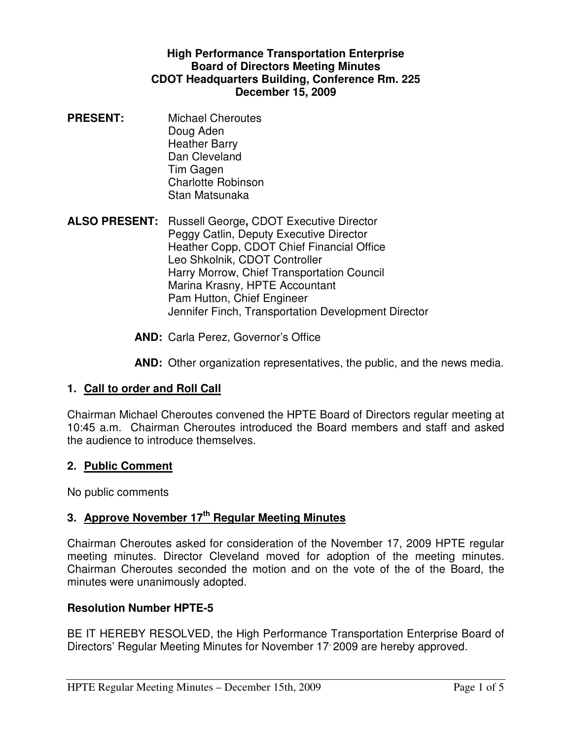**High Performance Transportation Enterprise**
**Board of Directors Meeting Minutes**
**CDOT Headquarters Building, Conference Rm. 225**
**December 15, 2009**

**PRESENT:**
Michael Cheroutes
Doug Aden
Heather Barry
Dan Cleveland
Tim Gagen
Charlotte Robinson
Stan Matsunaka

**ALSO PRESENT:**
Russell George**,** CDOT Executive Director
Peggy Catlin, Deputy Executive Director
Heather Copp, CDOT Chief Financial Office
Leo Shkolnik, CDOT Controller
Harry Morrow, Chief Transportation Council
Marina Krasny, HPTE Accountant
Pam Hutton, Chief Engineer
Jennifer Finch, Transportation Development Director

**AND:** Carla Perez, Governor's Office

**AND:** Other organization representatives, the public, and the news media.

## 1. Call to order and Roll Call

Chairman Michael Cheroutes convened the HPTE Board of Directors regular meeting at 10:45 a.m. Chairman Cheroutes introduced the Board members and staff and asked the audience to introduce themselves.

## 2. Public Comment

No public comments

## 3. Approve November 17th Regular Meeting Minutes

Chairman Cheroutes asked for consideration of the November 17, 2009 HPTE regular meeting minutes. Director Cleveland moved for adoption of the meeting minutes. Chairman Cheroutes seconded the motion and on the vote of the of the Board, the minutes were unanimously adopted.

**Resolution Number HPTE-5**

BE IT HEREBY RESOLVED, the High Performance Transportation Enterprise Board of Directors' Regular Meeting Minutes for November 17, 2009 are hereby approved.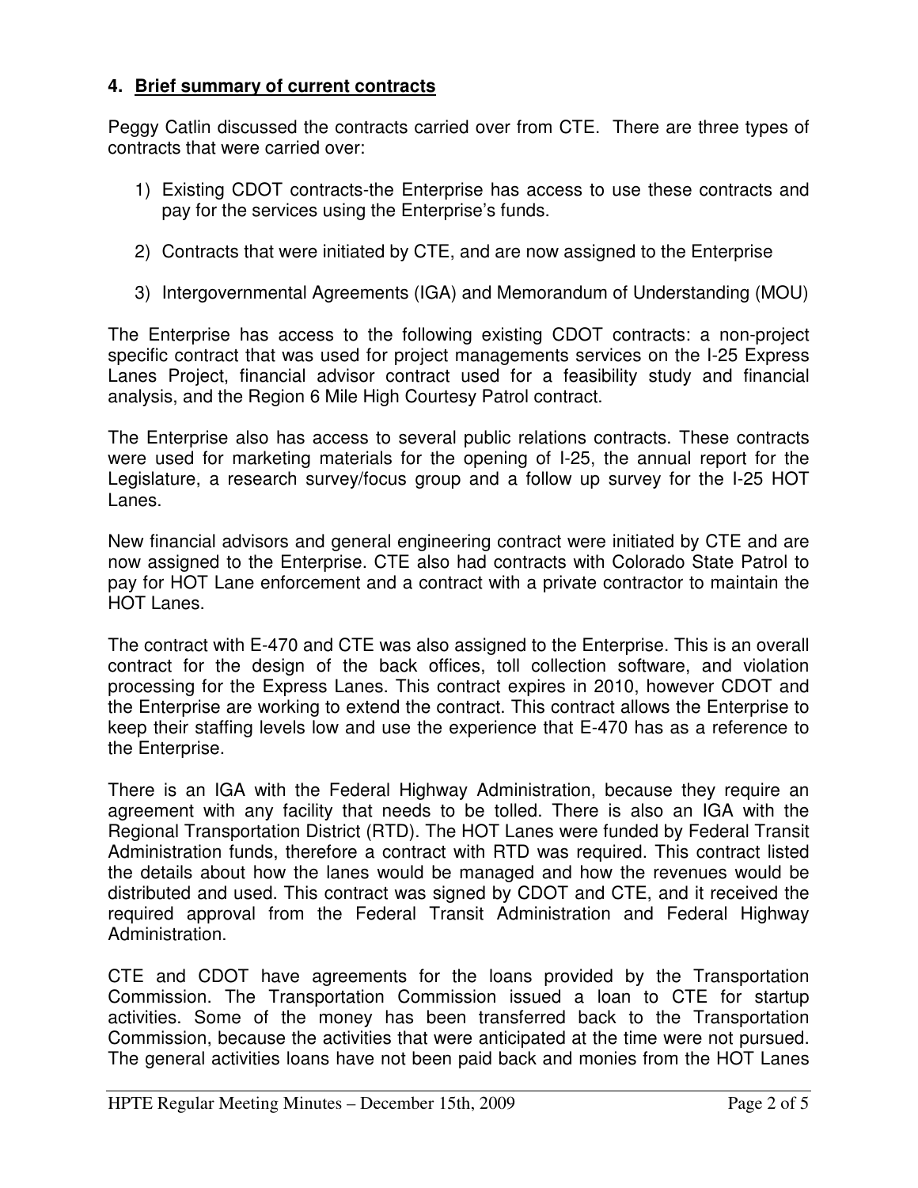### 4. **Brief summary of current contracts**

Peggy Catlin discussed the contracts carried over from CTE. There are three types of contracts that were carried over:

1) Existing CDOT contracts-the Enterprise has access to use these contracts and pay for the services using the Enterprise's funds.

2) Contracts that were initiated by CTE, and are now assigned to the Enterprise

3) Intergovernmental Agreements (IGA) and Memorandum of Understanding (MOU)

The Enterprise has access to the following existing CDOT contracts: a non-project specific contract that was used for project managements services on the I-25 Express Lanes Project, financial advisor contract used for a feasibility study and financial analysis, and the Region 6 Mile High Courtesy Patrol contract.

The Enterprise also has access to several public relations contracts. These contracts were used for marketing materials for the opening of I-25, the annual report for the Legislature, a research survey/focus group and a follow up survey for the I-25 HOT Lanes.

New financial advisors and general engineering contract were initiated by CTE and are now assigned to the Enterprise. CTE also had contracts with Colorado State Patrol to pay for HOT Lane enforcement and a contract with a private contractor to maintain the HOT Lanes.

The contract with E-470 and CTE was also assigned to the Enterprise. This is an overall contract for the design of the back offices, toll collection software, and violation processing for the Express Lanes. This contract expires in 2010, however CDOT and the Enterprise are working to extend the contract. This contract allows the Enterprise to keep their staffing levels low and use the experience that E-470 has as a reference to the Enterprise.

There is an IGA with the Federal Highway Administration, because they require an agreement with any facility that needs to be tolled. There is also an IGA with the Regional Transportation District (RTD). The HOT Lanes were funded by Federal Transit Administration funds, therefore a contract with RTD was required. This contract listed the details about how the lanes would be managed and how the revenues would be distributed and used. This contract was signed by CDOT and CTE, and it received the required approval from the Federal Transit Administration and Federal Highway Administration.

CTE and CDOT have agreements for the loans provided by the Transportation Commission. The Transportation Commission issued a loan to CTE for startup activities. Some of the money has been transferred back to the Transportation Commission, because the activities that were anticipated at the time were not pursued. The general activities loans have not been paid back and monies from the HOT Lanes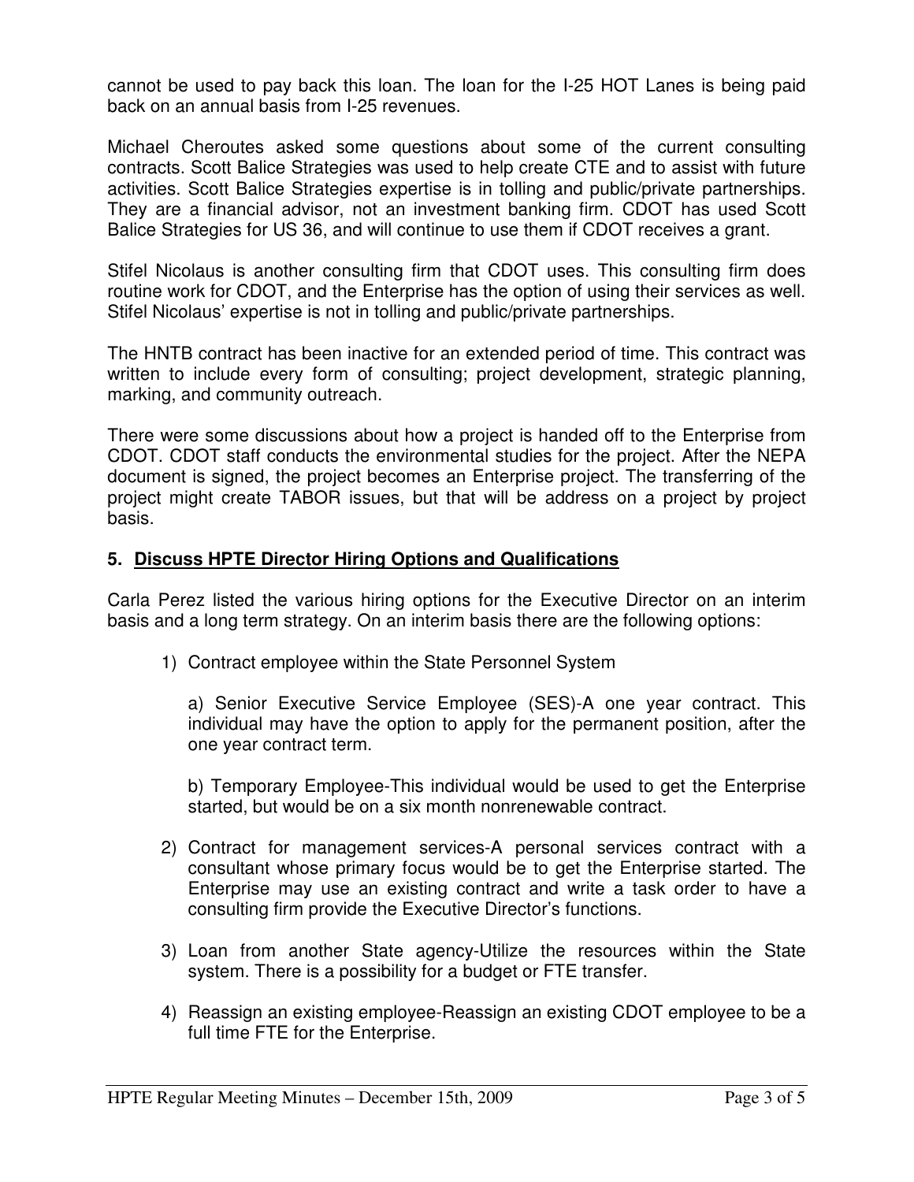cannot be used to pay back this loan. The loan for the I-25 HOT Lanes is being paid back on an annual basis from I-25 revenues.

Michael Cheroutes asked some questions about some of the current consulting contracts. Scott Balice Strategies was used to help create CTE and to assist with future activities. Scott Balice Strategies expertise is in tolling and public/private partnerships. They are a financial advisor, not an investment banking firm. CDOT has used Scott Balice Strategies for US 36, and will continue to use them if CDOT receives a grant.

Stifel Nicolaus is another consulting firm that CDOT uses. This consulting firm does routine work for CDOT, and the Enterprise has the option of using their services as well. Stifel Nicolaus' expertise is not in tolling and public/private partnerships.

The HNTB contract has been inactive for an extended period of time. This contract was written to include every form of consulting; project development, strategic planning, marking, and community outreach.

There were some discussions about how a project is handed off to the Enterprise from CDOT. CDOT staff conducts the environmental studies for the project. After the NEPA document is signed, the project becomes an Enterprise project. The transferring of the project might create TABOR issues, but that will be address on a project by project basis.

### 5. <u>Discuss HPTE Director Hiring Options and Qualifications</u>

Carla Perez listed the various hiring options for the Executive Director on an interim basis and a long term strategy. On an interim basis there are the following options:

1) Contract employee within the State Personnel System

   a) Senior Executive Service Employee (SES)-A one year contract. This individual may have the option to apply for the permanent position, after the one year contract term.

   b) Temporary Employee-This individual would be used to get the Enterprise started, but would be on a six month nonrenewable contract.

2) Contract for management services-A personal services contract with a consultant whose primary focus would be to get the Enterprise started. The Enterprise may use an existing contract and write a task order to have a consulting firm provide the Executive Director's functions.

3) Loan from another State agency-Utilize the resources within the State system. There is a possibility for a budget or FTE transfer.

4) Reassign an existing employee-Reassign an existing CDOT employee to be a full time FTE for the Enterprise.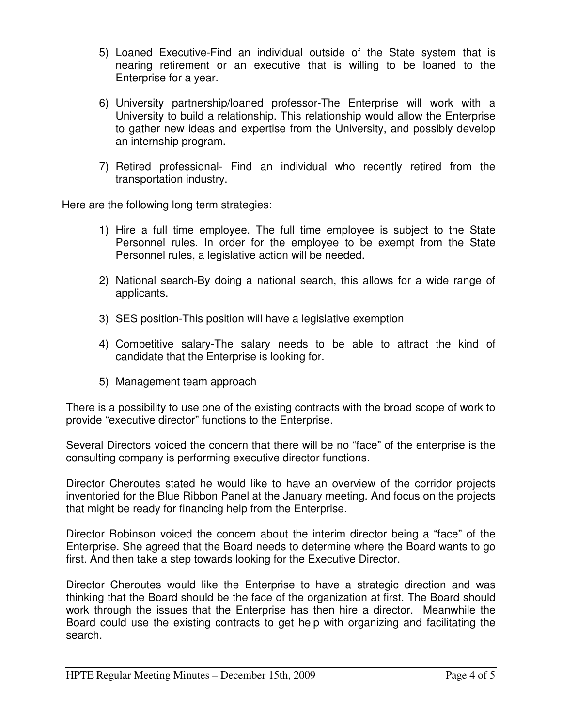5) Loaned Executive-Find an individual outside of the State system that is nearing retirement or an executive that is willing to be loaned to the Enterprise for a year.

6) University partnership/loaned professor-The Enterprise will work with a University to build a relationship. This relationship would allow the Enterprise to gather new ideas and expertise from the University, and possibly develop an internship program.

7) Retired professional- Find an individual who recently retired from the transportation industry.

Here are the following long term strategies:

1) Hire a full time employee. The full time employee is subject to the State Personnel rules. In order for the employee to be exempt from the State Personnel rules, a legislative action will be needed.

2) National search-By doing a national search, this allows for a wide range of applicants.

3) SES position-This position will have a legislative exemption

4) Competitive salary-The salary needs to be able to attract the kind of candidate that the Enterprise is looking for.

5) Management team approach

There is a possibility to use one of the existing contracts with the broad scope of work to provide "executive director" functions to the Enterprise.

Several Directors voiced the concern that there will be no "face" of the enterprise is the consulting company is performing executive director functions.

Director Cheroutes stated he would like to have an overview of the corridor projects inventoried for the Blue Ribbon Panel at the January meeting. And focus on the projects that might be ready for financing help from the Enterprise.

Director Robinson voiced the concern about the interim director being a "face" of the Enterprise. She agreed that the Board needs to determine where the Board wants to go first. And then take a step towards looking for the Executive Director.

Director Cheroutes would like the Enterprise to have a strategic direction and was thinking that the Board should be the face of the organization at first. The Board should work through the issues that the Enterprise has then hire a director. Meanwhile the Board could use the existing contracts to get help with organizing and facilitating the search.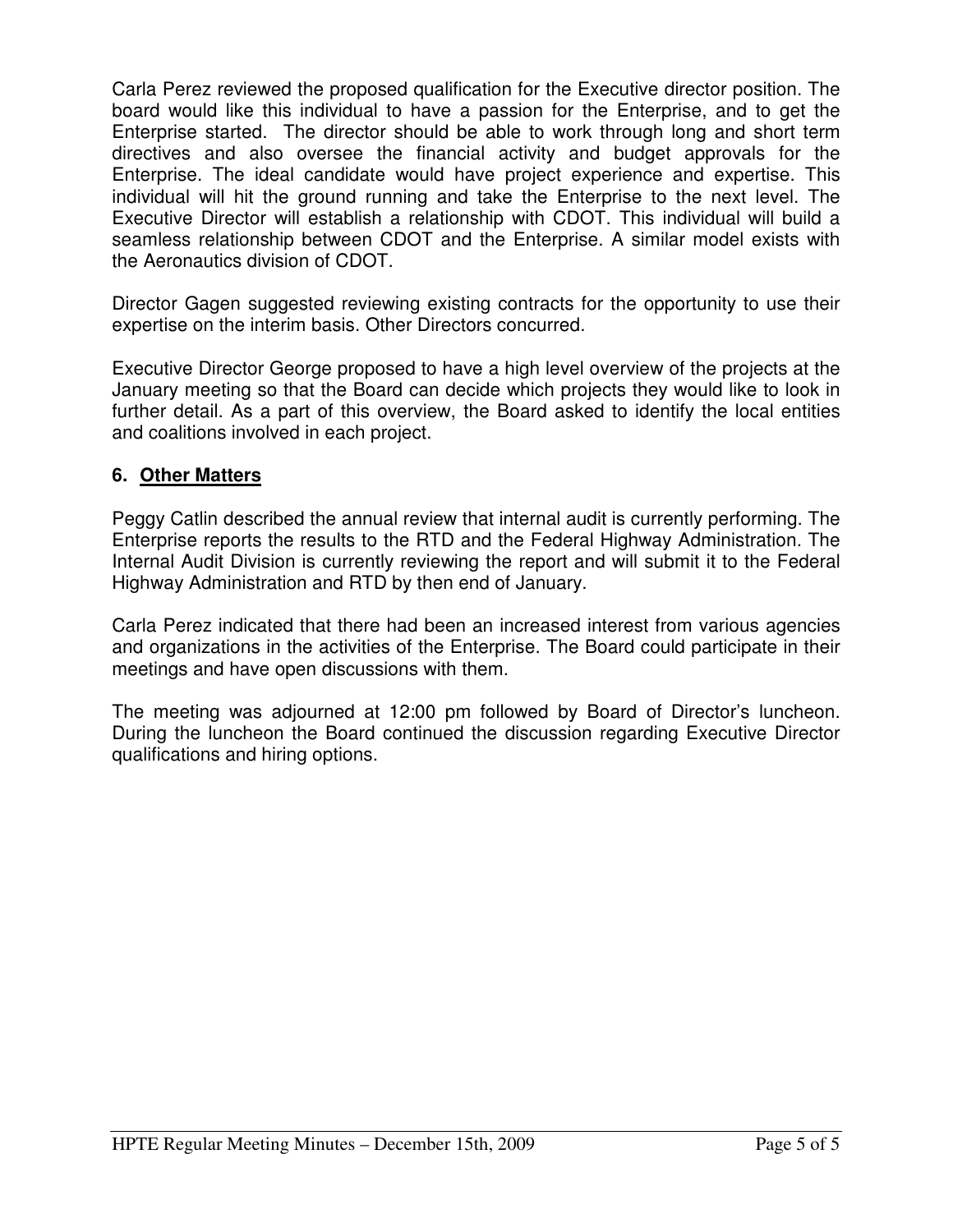Carla Perez reviewed the proposed qualification for the Executive director position. The board would like this individual to have a passion for the Enterprise, and to get the Enterprise started. The director should be able to work through long and short term directives and also oversee the financial activity and budget approvals for the Enterprise. The ideal candidate would have project experience and expertise. This individual will hit the ground running and take the Enterprise to the next level. The Executive Director will establish a relationship with CDOT. This individual will build a seamless relationship between CDOT and the Enterprise. A similar model exists with the Aeronautics division of CDOT.

Director Gagen suggested reviewing existing contracts for the opportunity to use their expertise on the interim basis. Other Directors concurred.

Executive Director George proposed to have a high level overview of the projects at the January meeting so that the Board can decide which projects they would like to look in further detail. As a part of this overview, the Board asked to identify the local entities and coalitions involved in each project.

## 6. **Other Matters**

Peggy Catlin described the annual review that internal audit is currently performing. The Enterprise reports the results to the RTD and the Federal Highway Administration. The Internal Audit Division is currently reviewing the report and will submit it to the Federal Highway Administration and RTD by then end of January.

Carla Perez indicated that there had been an increased interest from various agencies and organizations in the activities of the Enterprise. The Board could participate in their meetings and have open discussions with them.

The meeting was adjourned at 12:00 pm followed by Board of Director's luncheon. During the luncheon the Board continued the discussion regarding Executive Director qualifications and hiring options.